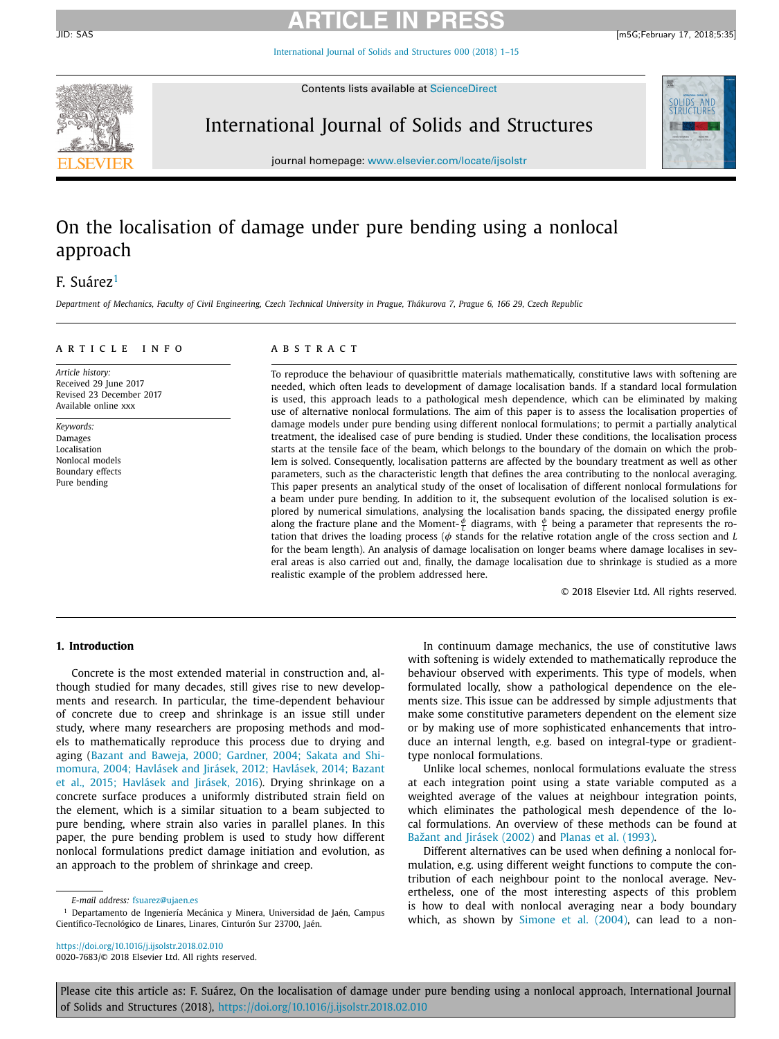# On the localisation of damage under pure bending using a nonlocal approach

F. Suárez[1]

*Department of Mechanics, Faculty of Civil Engineering, Czech Technical University in Prague, Thákurova 7, Prague 6, 166 29, Czech Republic*

**ARTICLE INFO**

*Article history:*
Received 29 June 2017
Revised 23 December 2017
Available online xxx

*Keywords:*
Damages
Localisation
Nonlocal models
Boundary effects
Pure bending

**ABSTRACT**

To reproduce the behaviour of quasibrittle materials mathematically, constitutive laws with softening are needed, which often leads to development of damage localisation bands. If a standard local formulation is used, this approach leads to a pathological mesh dependence, which can be eliminated by making use of alternative nonlocal formulations. The aim of this paper is to assess the localisation properties of damage models under pure bending using different nonlocal formulations; to permit a partially analytical treatment, the idealised case of pure bending is studied. Under these conditions, the localisation process starts at the tensile face of the beam, which belongs to the boundary of the domain on which the problem is solved. Consequently, localisation patterns are affected by the boundary treatment as well as other parameters, such as the characteristic length that defines the area contributing to the nonlocal averaging. This paper presents an analytical study of the onset of localisation of different nonlocal formulations for a beam under pure bending. In addition to it, the subsequent evolution of the localised solution is explored by numerical simulations, analysing the localisation bands spacing, the dissipated energy profile along the fracture plane and the Moment-$\frac{\phi}{L}$ diagrams, with $\frac{\phi}{L}$ being a parameter that represents the rotation that drives the loading process ($\phi$ stands for the relative rotation angle of the cross section and $L$ for the beam length). An analysis of damage localisation on longer beams where damage localises in several areas is also carried out and, finally, the damage localisation due to shrinkage is studied as a more realistic example of the problem addressed here.

© 2018 Elsevier Ltd. All rights reserved.

## 1. Introduction

Concrete is the most extended material in construction and, although studied for many decades, still gives rise to new developments and research. In particular, the time-dependent behaviour of concrete due to creep and shrinkage is an issue still under study, where many researchers are proposing methods and models to mathematically reproduce this process due to drying and aging (Bazant and Baweja, 2000; Gardner, 2004; Sakata and Shimomura, 2004; Havlásek and Jirásek, 2012; Havlásek, 2014; Bazant et al., 2015; Havlásek and Jirásek, 2016). Drying shrinkage on a concrete surface produces a uniformly distributed strain field on the element, which is a similar situation to a beam subjected to pure bending, where strain also varies in parallel planes. In this paper, the pure bending problem is used to study how different nonlocal formulations predict damage initiation and evolution, as an approach to the problem of shrinkage and creep.

In continuum damage mechanics, the use of constitutive laws with softening is widely extended to mathematically reproduce the behaviour observed with experiments. This type of models, when formulated locally, show a pathological dependence on the elements size. This issue can be addressed by simple adjustments that make some constitutive parameters dependent on the element size or by making use of more sophisticated enhancements that introduce an internal length, e.g. based on integral-type or gradient-type nonlocal formulations.

Unlike local schemes, nonlocal formulations evaluate the stress at each integration point using a state variable computed as a weighted average of the values at neighbour integration points, which eliminates the pathological mesh dependence of the local formulations. An overview of these methods can be found at Bažant and Jirásek (2002) and Planas et al. (1993).

Different alternatives can be used when defining a nonlocal formulation, e.g. using different weight functions to compute the contribution of each neighbour point to the nonlocal average. Nevertheless, one of the most interesting aspects of this problem is how to deal with nonlocal averaging near a body boundary which, as shown by Simone et al. (2004), can lead to a non-

*E-mail address:* fsuarez@ujaen.es

[1] Departamento de Ingeniería Mecánica y Minera, Universidad de Jaén, Campus Científico-Tecnológico de Linares, Linares, Cinturón Sur 23700, Jaén.

https://doi.org/10.1016/j.ijsolstr.2018.02.010
0020-7683/© 2018 Elsevier Ltd. All rights reserved.

Please cite this article as: F. Suárez, On the localisation of damage under pure bending using a nonlocal approach, International Journal of Solids and Structures (2018), https://doi.org/10.1016/j.ijsolstr.2018.02.010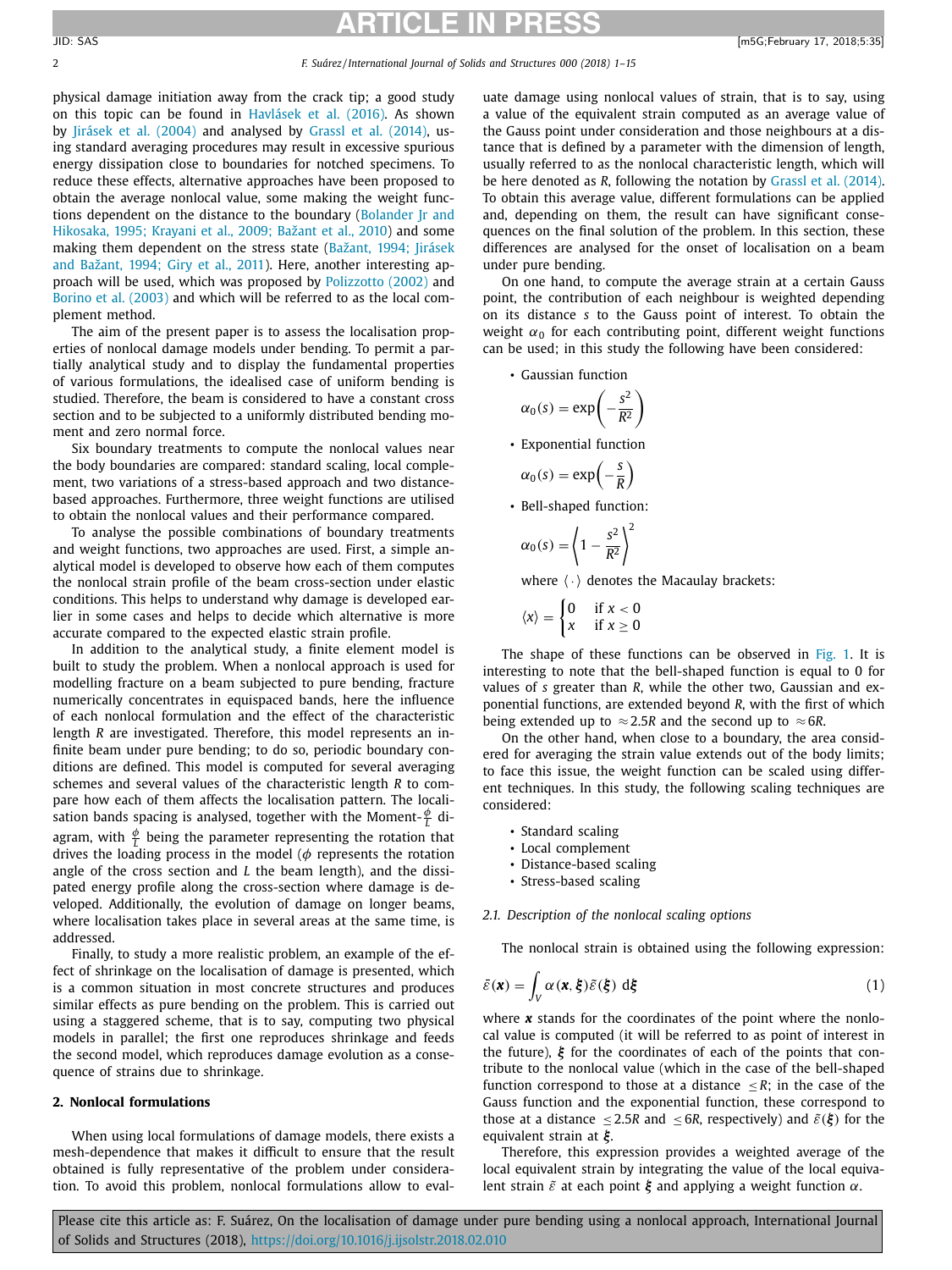physical damage initiation away from the crack tip; a good study on this topic can be found in Havlásek et al. (2016). As shown by Jirásek et al. (2004) and analysed by Grassl et al. (2014), using standard averaging procedures may result in excessive spurious energy dissipation close to boundaries for notched specimens. To reduce these effects, alternative approaches have been proposed to obtain the average nonlocal value, some making the weight functions dependent on the distance to the boundary (Bolander Jr and Hikosaka, 1995; Krayani et al., 2009; Bažant et al., 2010) and some making them dependent on the stress state (Bažant, 1994; Jirásek and Bažant, 1994; Giry et al., 2011). Here, another interesting approach will be used, which was proposed by Polizzotto (2002) and Borino et al. (2003) and which will be referred to as the local complement method.

The aim of the present paper is to assess the localisation properties of nonlocal damage models under bending. To permit a partially analytical study and to display the fundamental properties of various formulations, the idealised case of uniform bending is studied. Therefore, the beam is considered to have a constant cross section and to be subjected to a uniformly distributed bending moment and zero normal force.

Six boundary treatments to compute the nonlocal values near the body boundaries are compared: standard scaling, local complement, two variations of a stress-based approach and two distance-based approaches. Furthermore, three weight functions are utilised to obtain the nonlocal values and their performance compared.

To analyse the possible combinations of boundary treatments and weight functions, two approaches are used. First, a simple analytical model is developed to observe how each of them computes the nonlocal strain profile of the beam cross-section under elastic conditions. This helps to understand why damage is developed earlier in some cases and helps to decide which alternative is more accurate compared to the expected elastic strain profile.

In addition to the analytical study, a finite element model is built to study the problem. When a nonlocal approach is used for modelling fracture on a beam subjected to pure bending, fracture numerically concentrates in equispaced bands, here the influence of each nonlocal formulation and the effect of the characteristic length $R$ are investigated. Therefore, this model represents an infinite beam under pure bending; to do so, periodic boundary conditions are defined. This model is computed for several averaging schemes and several values of the characteristic length $R$ to compare how each of them affects the localisation pattern. The localisation bands spacing is analysed, together with the Moment-$\frac{\phi}{L}$ diagram, with $\frac{\phi}{L}$ being the parameter representing the rotation that drives the loading process in the model ($\phi$ represents the rotation angle of the cross section and $L$ the beam length), and the dissipated energy profile along the cross-section where damage is developed. Additionally, the evolution of damage on longer beams, where localisation takes place in several areas at the same time, is addressed.

Finally, to study a more realistic problem, an example of the effect of shrinkage on the localisation of damage is presented, which is a common situation in most concrete structures and produces similar effects as pure bending on the problem. This is carried out using a staggered scheme, that is to say, computing two physical models in parallel; the first one reproduces shrinkage and feeds the second model, which reproduces damage evolution as a consequence of strains due to shrinkage.

## 2. Nonlocal formulations

When using local formulations of damage models, there exists a mesh-dependence that makes it difficult to ensure that the result obtained is fully representative of the problem under consideration. To avoid this problem, nonlocal formulations allow to evaluate damage using nonlocal values of strain, that is to say, using a value of the equivalent strain computed as an average value of the Gauss point under consideration and those neighbours at a distance that is defined by a parameter with the dimension of length, usually referred to as the nonlocal characteristic length, which will be here denoted as $R$, following the notation by Grassl et al. (2014). To obtain this average value, different formulations can be applied and, depending on them, the result can have significant consequences on the final solution of the problem. In this section, these differences are analysed for the onset of localisation on a beam under pure bending.

On one hand, to compute the average strain at a certain Gauss point, the contribution of each neighbour is weighted depending on its distance $s$ to the Gauss point of interest. To obtain the weight $\alpha_0$ for each contributing point, different weight functions can be used; in this study the following have been considered:

- Gaussian function

$$\alpha_0(s) = \exp\left(-\frac{s^2}{R^2}\right)$$

- Exponential function

$$\alpha_0(s) = \exp\left(-\frac{s}{R}\right)$$

- Bell-shaped function:

$$\alpha_0(s) = \left\langle 1 - \frac{s^2}{R^2} \right\rangle^2$$

where $\langle \cdot \rangle$ denotes the Macaulay brackets:

$$\langle x \rangle = \begin{cases} 0 & \text{if } x < 0 \\ x & \text{if } x \geq 0 \end{cases}$$

The shape of these functions can be observed in Fig. 1. It is interesting to note that the bell-shaped function is equal to 0 for values of $s$ greater than $R$, while the other two, Gaussian and exponential functions, are extended beyond $R$, with the first of which being extended up to $\approx 2.5R$ and the second up to $\approx 6R$.

On the other hand, when close to a boundary, the area considered for averaging the strain value extends out of the body limits; to face this issue, the weight function can be scaled using different techniques. In this study, the following scaling techniques are considered:

- Standard scaling
- Local complement
- Distance-based scaling
- Stress-based scaling

### 2.1. Description of the nonlocal scaling options

The nonlocal strain is obtained using the following expression:

$$\bar{\varepsilon}(\boldsymbol{x}) = \int_V \alpha(\boldsymbol{x}, \boldsymbol{\xi}) \tilde{\varepsilon}(\boldsymbol{\xi}) \, \mathrm{d}\boldsymbol{\xi} \tag{1}$$

where $\boldsymbol{x}$ stands for the coordinates of the point where the nonlocal value is computed (it will be referred to as point of interest in the future), $\boldsymbol{\xi}$ for the coordinates of each of the points that contribute to the nonlocal value (which in the case of the bell-shaped function correspond to those at a distance $\leq R$; in the case of the Gauss function and the exponential function, these correspond to those at a distance $\leq 2.5R$ and $\leq 6R$, respectively) and $\tilde{\varepsilon}(\boldsymbol{\xi})$ for the equivalent strain at $\boldsymbol{\xi}$.

Therefore, this expression provides a weighted average of the local equivalent strain by integrating the value of the local equivalent strain $\tilde{\varepsilon}$ at each point $\boldsymbol{\xi}$ and applying a weight function $\alpha$.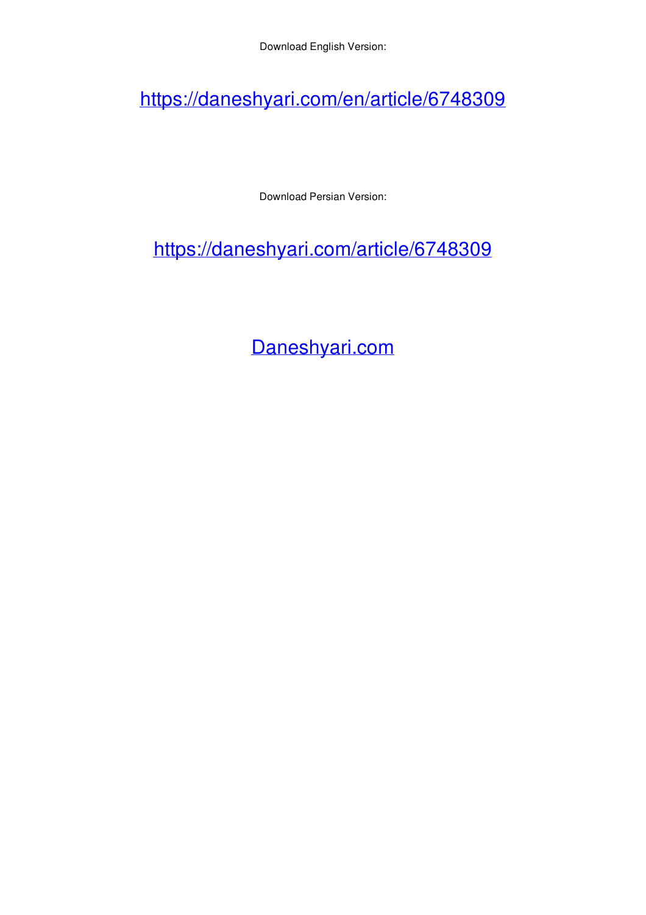Download English Version:

[https://daneshyari.com/en/article/6748309](https://daneshyari.com/en/article/6748309)

Download Persian Version:

[https://daneshyari.com/article/6748309](https://daneshyari.com/article/6748309)

[Daneshyari.com](https://daneshyari.com)